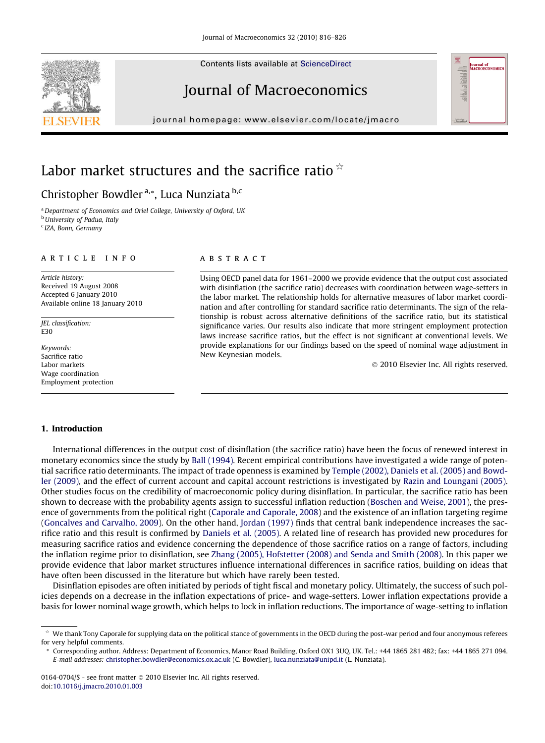# Labor market structures and the sacrifice ratio ☆

Christopher Bowdler [a,*], Luca Nunziata [b,c]

[a] Department of Economics and Oriel College, University of Oxford, UK
[b] University of Padua, Italy
[c] IZA, Bonn, Germany

**ARTICLE INFO**

*Article history:*
Received 19 August 2008
Accepted 6 January 2010
Available online 18 January 2010

*JEL classification:*
E30

*Keywords:*
Sacrifice ratio
Labor markets
Wage coordination
Employment protection

**ABSTRACT**

Using OECD panel data for 1961–2000 we provide evidence that the output cost associated with disinflation (the sacrifice ratio) decreases with coordination between wage-setters in the labor market. The relationship holds for alternative measures of labor market coordination and after controlling for standard sacrifice ratio determinants. The sign of the relationship is robust across alternative definitions of the sacrifice ratio, but its statistical significance varies. Our results also indicate that more stringent employment protection laws increase sacrifice ratios, but the effect is not significant at conventional levels. We provide explanations for our findings based on the speed of nominal wage adjustment in New Keynesian models.

© 2010 Elsevier Inc. All rights reserved.

## 1. Introduction

International differences in the output cost of disinflation (the sacrifice ratio) have been the focus of renewed interest in monetary economics since the study by Ball (1994). Recent empirical contributions have investigated a wide range of potential sacrifice ratio determinants. The impact of trade openness is examined by Temple (2002), Daniels et al. (2005) and Bowdler (2009), and the effect of current account and capital account restrictions is investigated by Razin and Loungani (2005). Other studies focus on the credibility of macroeconomic policy during disinflation. In particular, the sacrifice ratio has been shown to decrease with the probability agents assign to successful inflation reduction (Boschen and Weise, 2001), the presence of governments from the political right (Caporale and Caporale, 2008) and the existence of an inflation targeting regime (Goncalves and Carvalho, 2009). On the other hand, Jordan (1997) finds that central bank independence increases the sacrifice ratio and this result is confirmed by Daniels et al. (2005). A related line of research has provided new procedures for measuring sacrifice ratios and evidence concerning the dependence of those sacrifice ratios on a range of factors, including the inflation regime prior to disinflation, see Zhang (2005), Hofstetter (2008) and Senda and Smith (2008). In this paper we provide evidence that labor market structures influence international differences in sacrifice ratios, building on ideas that have often been discussed in the literature but which have rarely been tested.

Disinflation episodes are often initiated by periods of tight fiscal and monetary policy. Ultimately, the success of such policies depends on a decrease in the inflation expectations of price- and wage-setters. Lower inflation expectations provide a basis for lower nominal wage growth, which helps to lock in inflation reductions. The importance of wage-setting to inflation

---

☆ We thank Tony Caporale for supplying data on the political stance of governments in the OECD during the post-war period and four anonymous referees for very helpful comments.

\* Corresponding author. Address: Department of Economics, Manor Road Building, Oxford OX1 3UQ, UK. Tel.: +44 1865 281 482; fax: +44 1865 271 094. *E-mail addresses:* christopher.bowdler@economics.ox.ac.uk (C. Bowdler), luca.nunziata@unipd.it (L. Nunziata).

0164-0704/$ - see front matter © 2010 Elsevier Inc. All rights reserved.
doi:10.1016/j.jmacro.2010.01.003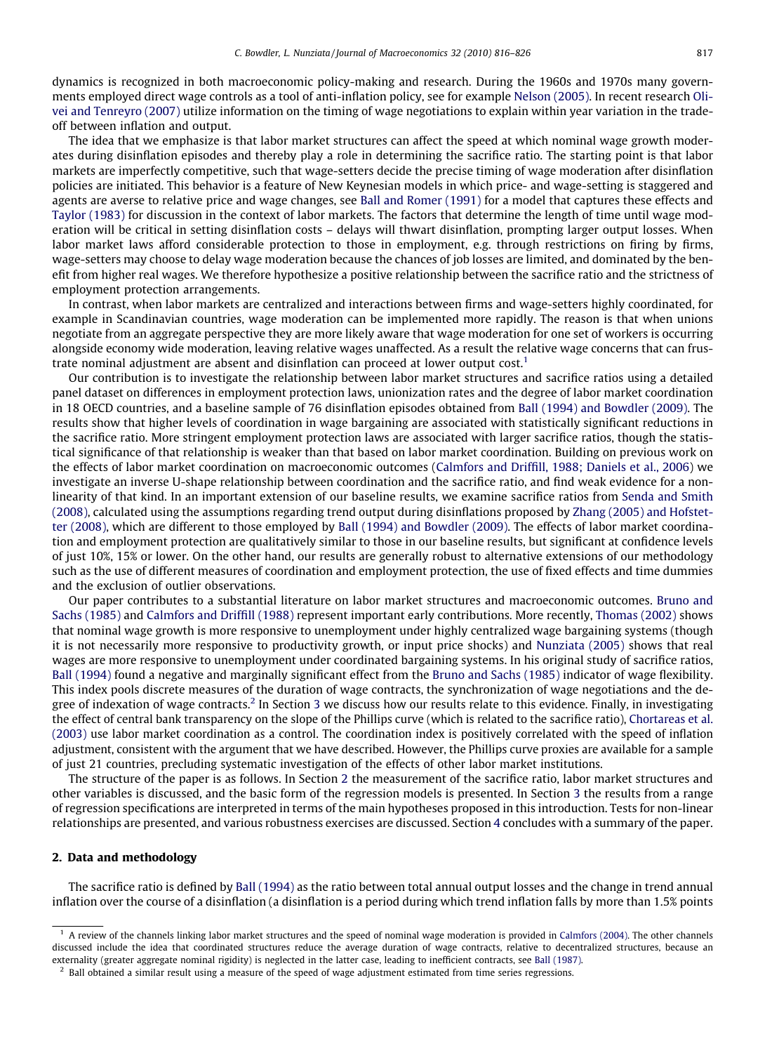dynamics is recognized in both macroeconomic policy-making and research. During the 1960s and 1970s many governments employed direct wage controls as a tool of anti-inflation policy, see for example Nelson (2005). In recent research Olivei and Tenreyro (2007) utilize information on the timing of wage negotiations to explain within year variation in the trade-off between inflation and output.

The idea that we emphasize is that labor market structures can affect the speed at which nominal wage growth moderates during disinflation episodes and thereby play a role in determining the sacrifice ratio. The starting point is that labor markets are imperfectly competitive, such that wage-setters decide the precise timing of wage moderation after disinflation policies are initiated. This behavior is a feature of New Keynesian models in which price- and wage-setting is staggered and agents are averse to relative price and wage changes, see Ball and Romer (1991) for a model that captures these effects and Taylor (1983) for discussion in the context of labor markets. The factors that determine the length of time until wage moderation will be critical in setting disinflation costs – delays will thwart disinflation, prompting larger output losses. When labor market laws afford considerable protection to those in employment, e.g. through restrictions on firing by firms, wage-setters may choose to delay wage moderation because the chances of job losses are limited, and dominated by the benefit from higher real wages. We therefore hypothesize a positive relationship between the sacrifice ratio and the strictness of employment protection arrangements.

In contrast, when labor markets are centralized and interactions between firms and wage-setters highly coordinated, for example in Scandinavian countries, wage moderation can be implemented more rapidly. The reason is that when unions negotiate from an aggregate perspective they are more likely aware that wage moderation for one set of workers is occurring alongside economy wide moderation, leaving relative wages unaffected. As a result the relative wage concerns that can frustrate nominal adjustment are absent and disinflation can proceed at lower output cost.[1]

Our contribution is to investigate the relationship between labor market structures and sacrifice ratios using a detailed panel dataset on differences in employment protection laws, unionization rates and the degree of labor market coordination in 18 OECD countries, and a baseline sample of 76 disinflation episodes obtained from Ball (1994) and Bowdler (2009). The results show that higher levels of coordination in wage bargaining are associated with statistically significant reductions in the sacrifice ratio. More stringent employment protection laws are associated with larger sacrifice ratios, though the statistical significance of that relationship is weaker than that based on labor market coordination. Building on previous work on the effects of labor market coordination on macroeconomic outcomes (Calmfors and Driffill, 1988; Daniels et al., 2006) we investigate an inverse U-shape relationship between coordination and the sacrifice ratio, and find weak evidence for a non-linearity of that kind. In an important extension of our baseline results, we examine sacrifice ratios from Senda and Smith (2008), calculated using the assumptions regarding trend output during disinflations proposed by Zhang (2005) and Hofstetter (2008), which are different to those employed by Ball (1994) and Bowdler (2009). The effects of labor market coordination and employment protection are qualitatively similar to those in our baseline results, but significant at confidence levels of just 10%, 15% or lower. On the other hand, our results are generally robust to alternative extensions of our methodology such as the use of different measures of coordination and employment protection, the use of fixed effects and time dummies and the exclusion of outlier observations.

Our paper contributes to a substantial literature on labor market structures and macroeconomic outcomes. Bruno and Sachs (1985) and Calmfors and Driffill (1988) represent important early contributions. More recently, Thomas (2002) shows that nominal wage growth is more responsive to unemployment under highly centralized wage bargaining systems (though it is not necessarily more responsive to productivity growth, or input price shocks) and Nunziata (2005) shows that real wages are more responsive to unemployment under coordinated bargaining systems. In his original study of sacrifice ratios, Ball (1994) found a negative and marginally significant effect from the Bruno and Sachs (1985) indicator of wage flexibility. This index pools discrete measures of the duration of wage contracts, the synchronization of wage negotiations and the degree of indexation of wage contracts.[2] In Section 3 we discuss how our results relate to this evidence. Finally, in investigating the effect of central bank transparency on the slope of the Phillips curve (which is related to the sacrifice ratio), Chortareas et al. (2003) use labor market coordination as a control. The coordination index is positively correlated with the speed of inflation adjustment, consistent with the argument that we have described. However, the Phillips curve proxies are available for a sample of just 21 countries, precluding systematic investigation of the effects of other labor market institutions.

The structure of the paper is as follows. In Section 2 the measurement of the sacrifice ratio, labor market structures and other variables is discussed, and the basic form of the regression models is presented. In Section 3 the results from a range of regression specifications are interpreted in terms of the main hypotheses proposed in this introduction. Tests for non-linear relationships are presented, and various robustness exercises are discussed. Section 4 concludes with a summary of the paper.

## 2. Data and methodology

The sacrifice ratio is defined by Ball (1994) as the ratio between total annual output losses and the change in trend annual inflation over the course of a disinflation (a disinflation is a period during which trend inflation falls by more than 1.5% points

---

[1] A review of the channels linking labor market structures and the speed of nominal wage moderation is provided in Calmfors (2004). The other channels discussed include the idea that coordinated structures reduce the average duration of wage contracts, relative to decentralized structures, because an externality (greater aggregate nominal rigidity) is neglected in the latter case, leading to inefficient contracts, see Ball (1987).

[2] Ball obtained a similar result using a measure of the speed of wage adjustment estimated from time series regressions.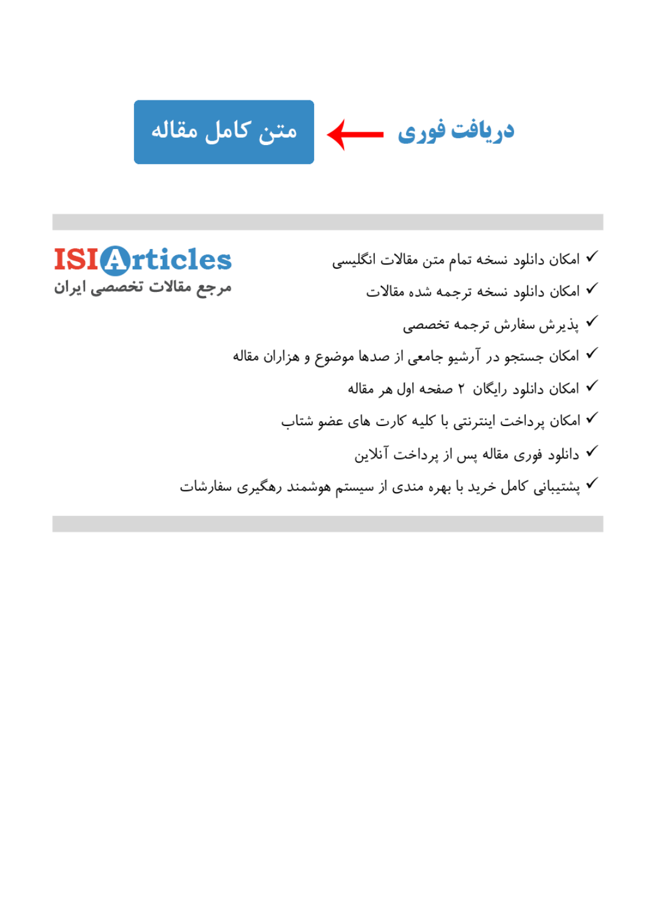**متن کامل مقاله** ← **دریافت فوری**

---

**ISIArticles**
مرجع مقالات تخصصی ایران

- ✓ امکان دانلود نسخه تمام متن مقالات انگلیسی
- ✓ امکان دانلود نسخه ترجمه شده مقالات
- ✓ پذیرش سفارش ترجمه تخصصی
- ✓ امکان جستجو در آرشیو جامعی از صدها موضوع و هزاران مقاله
- ✓ امکان دانلود رایگان ۲ صفحه اول هر مقاله
- ✓ امکان پرداخت اینترنتی با کلیه کارت های عضو شتاب
- ✓ دانلود فوری مقاله پس از پرداخت آنلاین
- ✓ پشتیبانی کامل خرید با بهره مندی از سیستم هوشمند رهگیری سفارشات

---